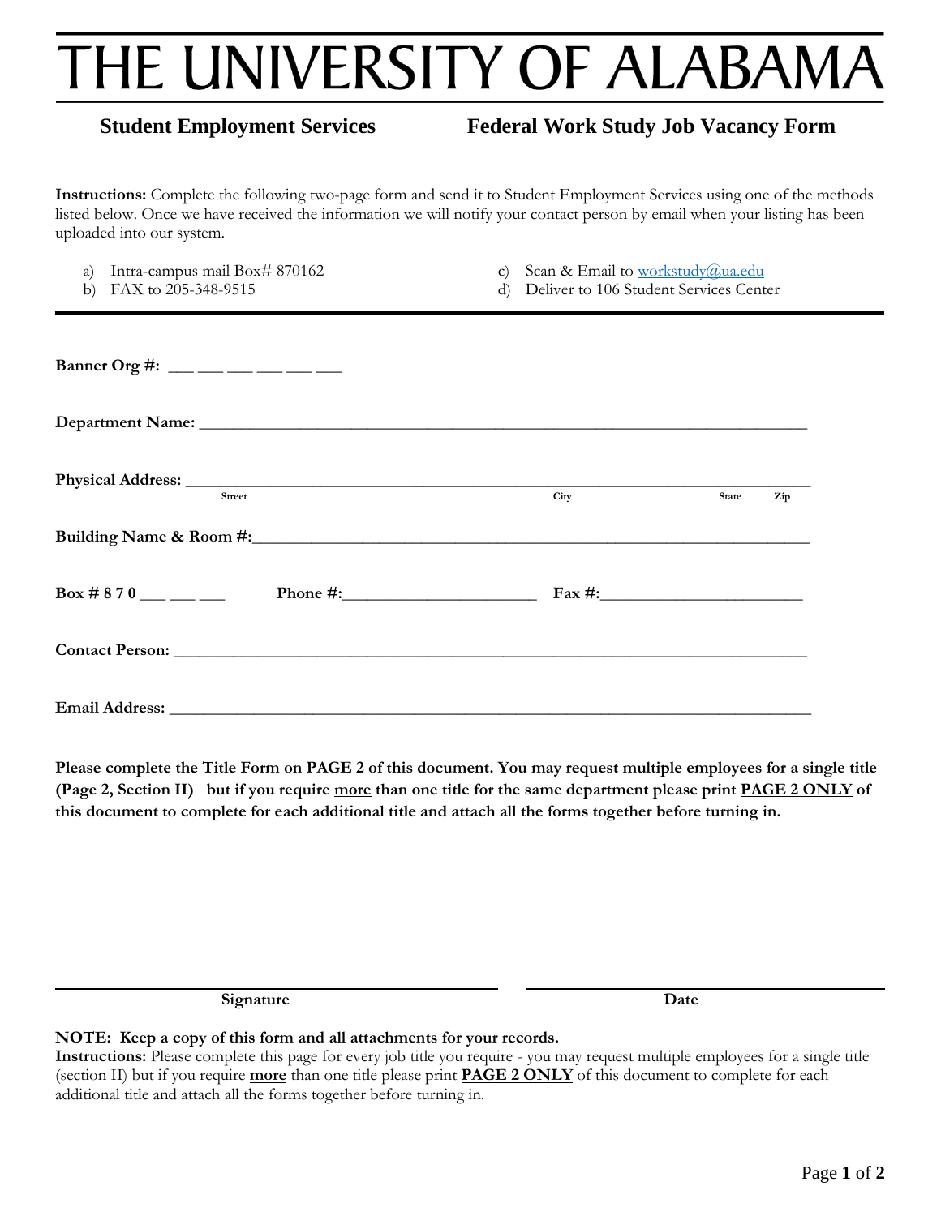# THE UNIVERSITY OF ALABAMA

**Student Employment Services** **Federal Work Study Job Vacancy Form**

**Instructions:** Complete the following two-page form and send it to Student Employment Services using one of the methods listed below. Once we have received the information we will notify your contact person by email when your listing has been uploaded into our system.

a) Intra-campus mail Box# 870162
b) FAX to 205-348-9515
c) Scan & Email to workstudy@ua.edu
d) Deliver to 106 Student Services Center

---

**Banner Org #:** ___ ___ ___ ___ ___ ___

**Department Name:** ____________________________________________

**Physical Address:** ____________________________________________
Street City State Zip

**Building Name & Room #:** ____________________________________________

**Box # 8 7 0** ___ ___ ___ **Phone #:** ______________________ **Fax #:** ______________________

**Contact Person:** ____________________________________________

**Email Address:** ____________________________________________

**Please complete the Title Form on PAGE 2 of this document. You may request multiple employees for a single title (Page 2, Section II) but if you require <u>more</u> than one title for the same department please print <u>PAGE 2 ONLY</u> of this document to complete for each additional title and attach all the forms together before turning in.**

______________________________ ______________________________
**Signature** **Date**

**NOTE: Keep a copy of this form and all attachments for your records.**

**Instructions:** Please complete this page for every job title you require - you may request multiple employees for a single title (section II) but if you require **<u>more</u>** than one title please print **<u>PAGE 2 ONLY</u>** of this document to complete for each additional title and attach all the forms together before turning in.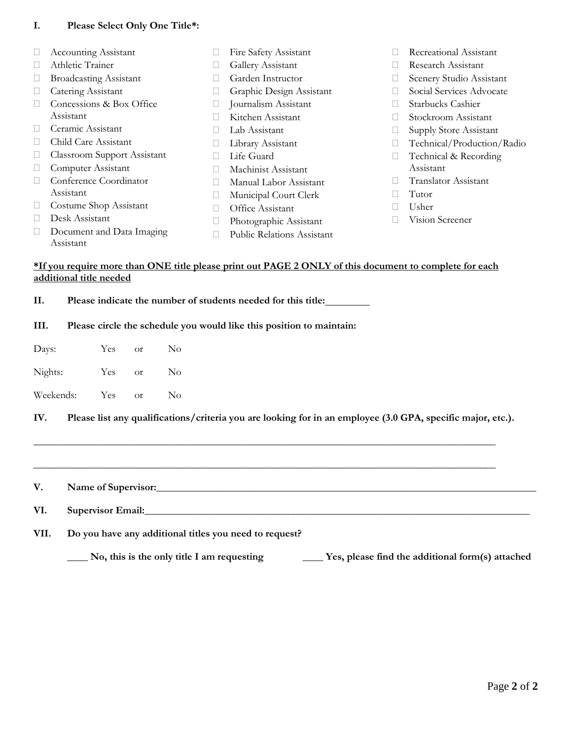**I. Please Select Only One Title*:**

- ☐ Accounting Assistant
- ☐ Athletic Trainer
- ☐ Broadcasting Assistant
- ☐ Catering Assistant
- ☐ Concessions & Box Office Assistant
- ☐ Ceramic Assistant
- ☐ Child Care Assistant
- ☐ Classroom Support Assistant
- ☐ Computer Assistant
- ☐ Conference Coordinator Assistant
- ☐ Costume Shop Assistant
- ☐ Desk Assistant
- ☐ Document and Data Imaging Assistant
- ☐ Fire Safety Assistant
- ☐ Gallery Assistant
- ☐ Garden Instructor
- ☐ Graphic Design Assistant
- ☐ Journalism Assistant
- ☐ Kitchen Assistant
- ☐ Lab Assistant
- ☐ Library Assistant
- ☐ Life Guard
- ☐ Machinist Assistant
- ☐ Manual Labor Assistant
- ☐ Municipal Court Clerk
- ☐ Office Assistant
- ☐ Photographic Assistant
- ☐ Public Relations Assistant
- ☐ Recreational Assistant
- ☐ Research Assistant
- ☐ Scenery Studio Assistant
- ☐ Social Services Advocate
- ☐ Starbucks Cashier
- ☐ Stockroom Assistant
- ☐ Supply Store Assistant
- ☐ Technical/Production/Radio
- ☐ Technical & Recording Assistant
- ☐ Translator Assistant
- ☐ Tutor
- ☐ Usher
- ☐ Vision Screener

***If you require more than ONE title please print out PAGE 2 ONLY of this document to complete for each additional title needed**

**II. Please indicate the number of students needed for this title:________**

**III. Please circle the schedule you would like this position to maintain:**

Days: Yes or No

Nights: Yes or No

Weekends: Yes or No

**IV. Please list any qualifications/criteria you are looking for in an employee (3.0 GPA, specific major, etc.).**

_______________________________________________________________________________________

_______________________________________________________________________________________

**V. Name of Supervisor:_____________________________________________________________________**

**VI. Supervisor Email:_____________________________________________________________________**

**VII. Do you have any additional titles you need to request?**

**____ No, this is the only title I am requesting** **____ Yes, please find the additional form(s) attached**